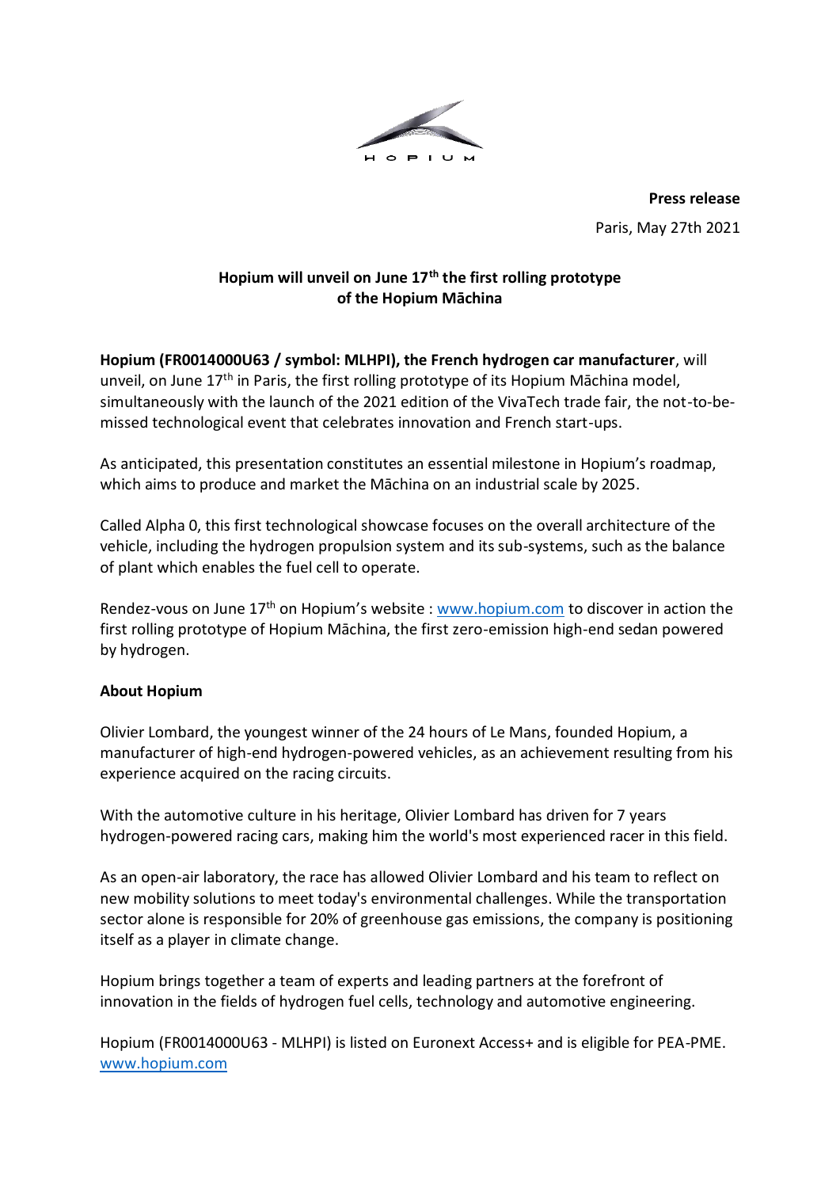HOPIUM

**Press release**

Paris, May 27th 2021

## Hopium will unveil on June 17th the first rolling prototype of the Hopium Māchina

**Hopium (FR0014000U63 / symbol: MLHPI), the French hydrogen car manufacturer**, will unveil, on June 17th in Paris, the first rolling prototype of its Hopium Māchina model, simultaneously with the launch of the 2021 edition of the VivaTech trade fair, the not-to-be-missed technological event that celebrates innovation and French start-ups.

As anticipated, this presentation constitutes an essential milestone in Hopium's roadmap, which aims to produce and market the Māchina on an industrial scale by 2025.

Called Alpha 0, this first technological showcase focuses on the overall architecture of the vehicle, including the hydrogen propulsion system and its sub-systems, such as the balance of plant which enables the fuel cell to operate.

Rendez-vous on June 17th on Hopium's website : www.hopium.com to discover in action the first rolling prototype of Hopium Māchina, the first zero-emission high-end sedan powered by hydrogen.

### About Hopium

Olivier Lombard, the youngest winner of the 24 hours of Le Mans, founded Hopium, a manufacturer of high-end hydrogen-powered vehicles, as an achievement resulting from his experience acquired on the racing circuits.

With the automotive culture in his heritage, Olivier Lombard has driven for 7 years hydrogen-powered racing cars, making him the world's most experienced racer in this field.

As an open-air laboratory, the race has allowed Olivier Lombard and his team to reflect on new mobility solutions to meet today's environmental challenges. While the transportation sector alone is responsible for 20% of greenhouse gas emissions, the company is positioning itself as a player in climate change.

Hopium brings together a team of experts and leading partners at the forefront of innovation in the fields of hydrogen fuel cells, technology and automotive engineering.

Hopium (FR0014000U63 - MLHPI) is listed on Euronext Access+ and is eligible for PEA-PME.
www.hopium.com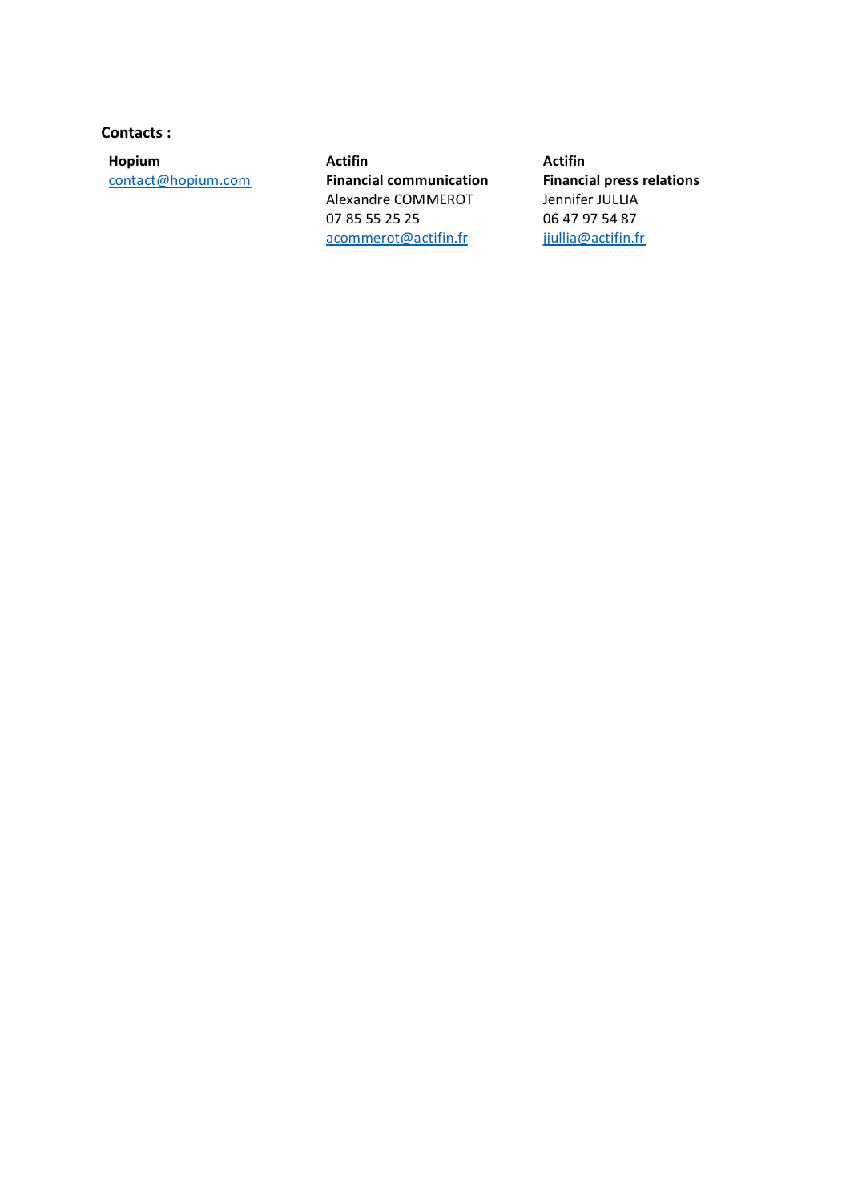**Contacts :**

**Hopium**
contact@hopium.com

**Actifin**
**Financial communication**
Alexandre COMMEROT
07 85 55 25 25
acommerot@actifin.fr

**Actifin**
**Financial press relations**
Jennifer JULLIA
06 47 97 54 87
jjullia@actifin.fr